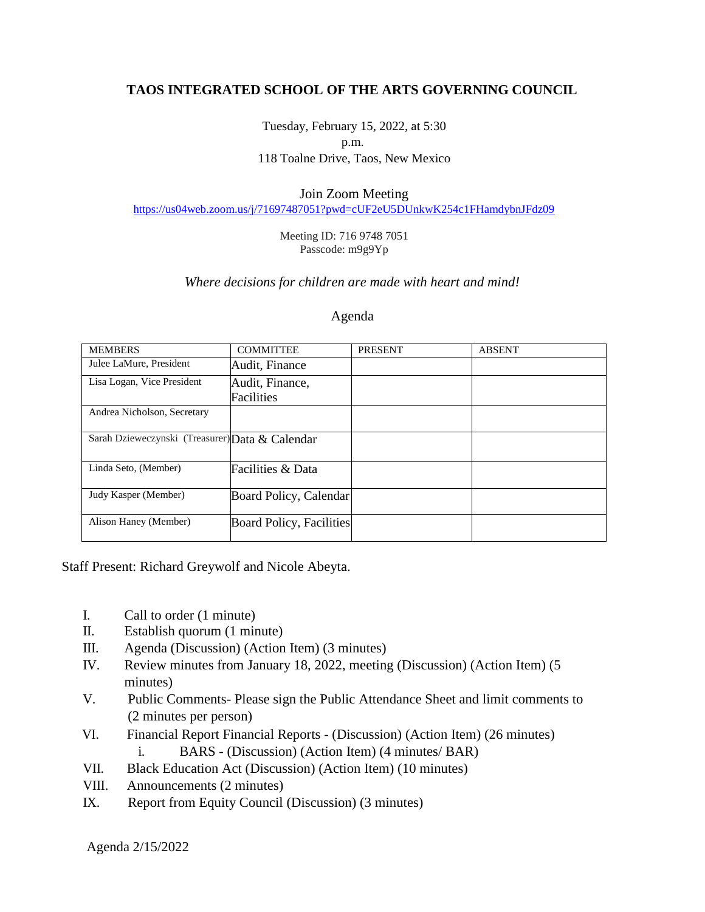**TAOS INTEGRATED SCHOOL OF THE ARTS GOVERNING COUNCIL**

Tuesday, February 15, 2022, at 5:30 p.m.
118 Toalne Drive, Taos, New Mexico

Join Zoom Meeting
https://us04web.zoom.us/j/71697487051?pwd=cUF2eU5DUnkwK254c1FHamdybnJFdz09

Meeting ID: 716 9748 7051
Passcode: m9g9Yp

*Where decisions for children are made with heart and mind!*

Agenda

| MEMBERS | COMMITTEE | PRESENT | ABSENT |
|---|---|---|---|
| Julee LaMure, President | Audit, Finance | | |
| Lisa Logan, Vice President | Audit, Finance, Facilities | | |
| Andrea Nicholson, Secretary | | | |
| Sarah Dzieweczynski (Treasurer) | Data & Calendar | | |
| Linda Seto, (Member) | Facilities & Data | | |
| Judy Kasper (Member) | Board Policy, Calendar | | |
| Alison Haney (Member) | Board Policy, Facilities | | |

Staff Present: Richard Greywolf and Nicole Abeyta.

I. Call to order (1 minute)
II. Establish quorum (1 minute)
III. Agenda (Discussion) (Action Item) (3 minutes)
IV. Review minutes from January 18, 2022, meeting (Discussion) (Action Item) (5 minutes)
V. Public Comments- Please sign the Public Attendance Sheet and limit comments to (2 minutes per person)
VI. Financial Report Financial Reports - (Discussion) (Action Item) (26 minutes)
    i. BARS - (Discussion) (Action Item) (4 minutes/ BAR)
VII. Black Education Act (Discussion) (Action Item) (10 minutes)
VIII. Announcements (2 minutes)
IX. Report from Equity Council (Discussion) (3 minutes)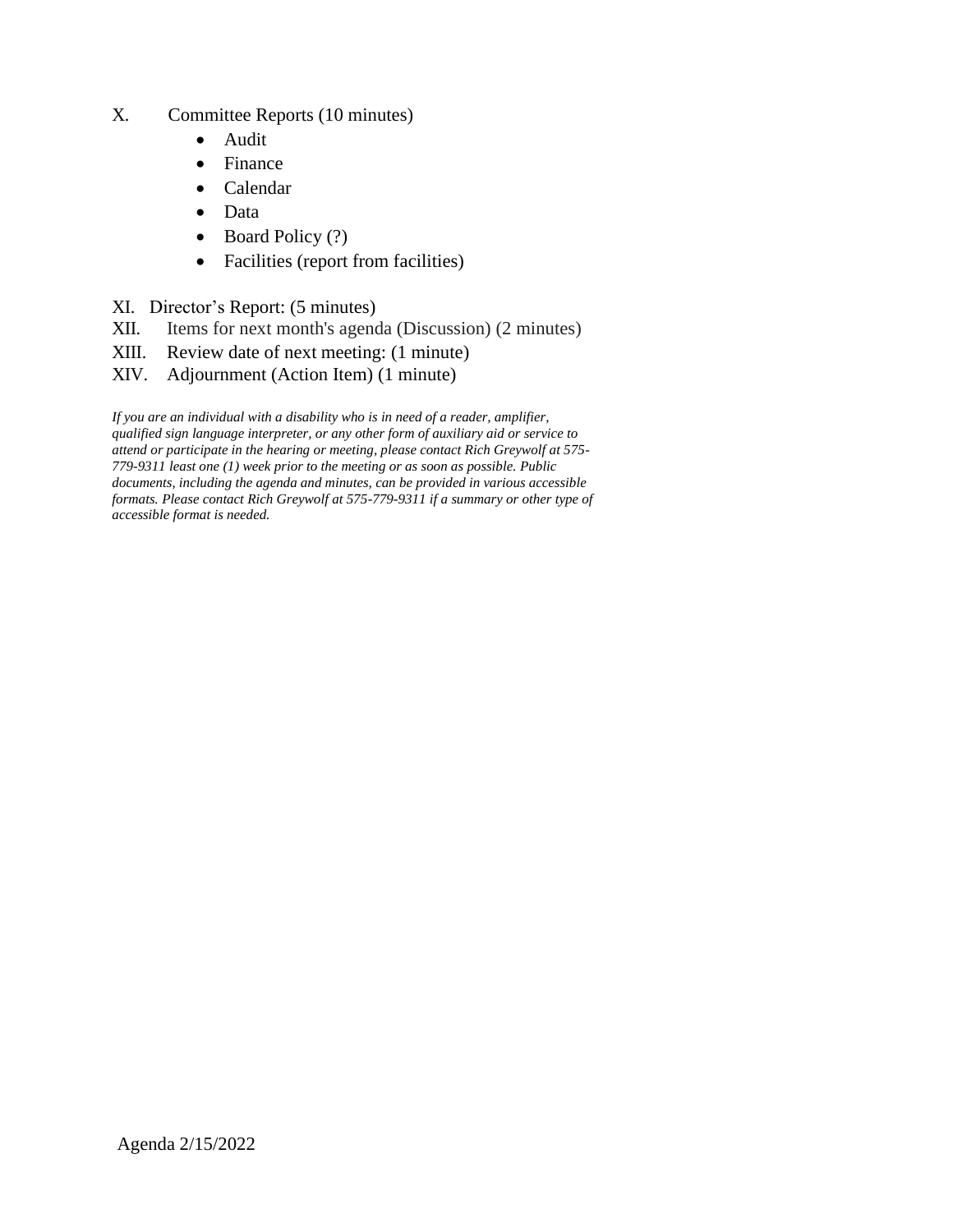X. Committee Reports (10 minutes)

- Audit
- Finance
- Calendar
- Data
- Board Policy (?)
- Facilities (report from facilities)

XI. Director's Report: (5 minutes)

XII. Items for next month's agenda (Discussion) (2 minutes)

XIII. Review date of next meeting: (1 minute)

XIV. Adjournment (Action Item) (1 minute)

*If you are an individual with a disability who is in need of a reader, amplifier, qualified sign language interpreter, or any other form of auxiliary aid or service to attend or participate in the hearing or meeting, please contact Rich Greywolf at 575-779-9311 least one (1) week prior to the meeting or as soon as possible. Public documents, including the agenda and minutes, can be provided in various accessible formats. Please contact Rich Greywolf at 575-779-9311 if a summary or other type of accessible format is needed.*